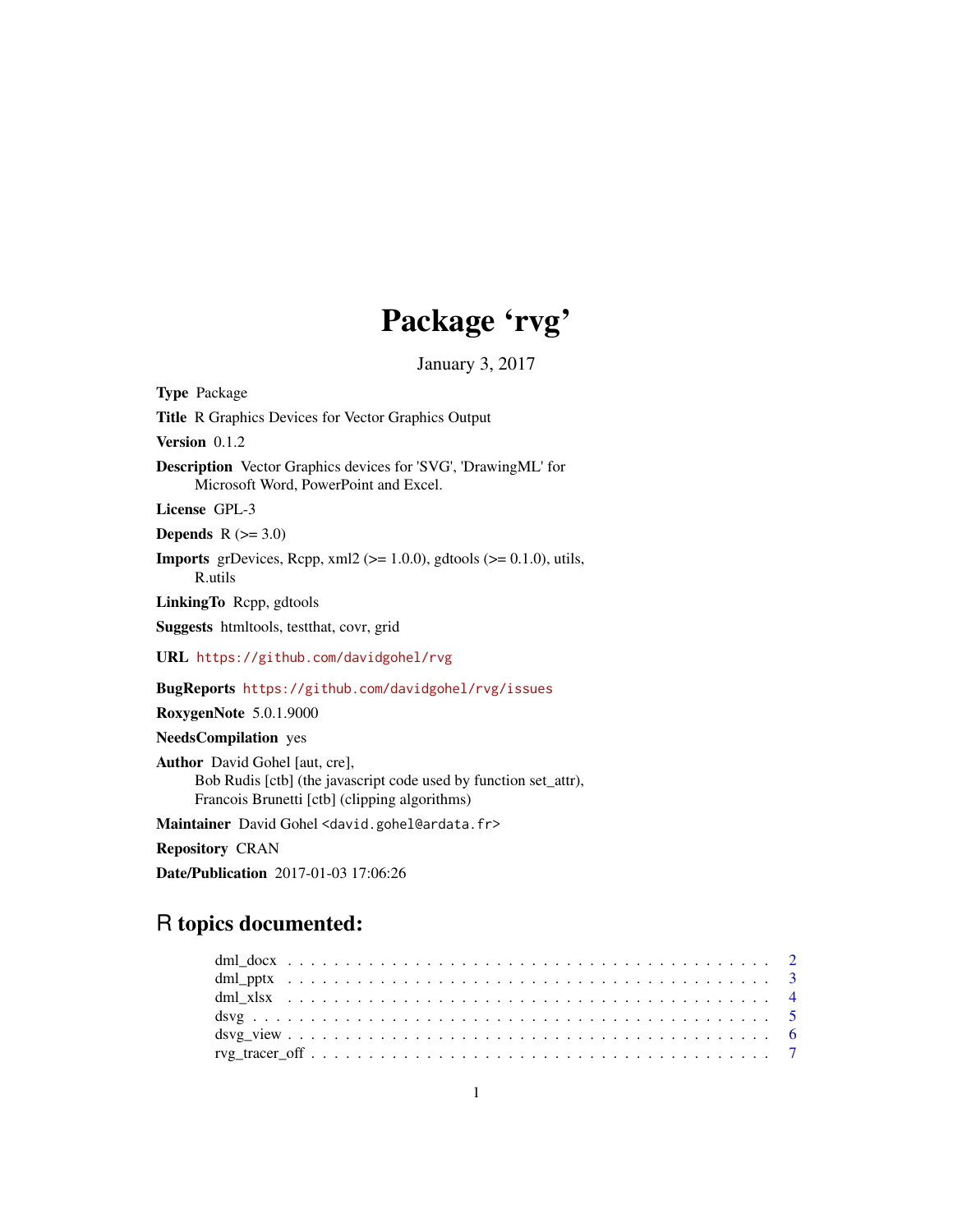# Package 'rvg'

January 3, 2017

**Type** Package

**Title** R Graphics Devices for Vector Graphics Output

**Version** 0.1.2

**Description** Vector Graphics devices for 'SVG', 'DrawingML' for Microsoft Word, PowerPoint and Excel.

**License** GPL-3

**Depends** R (>= 3.0)

**Imports** grDevices, Rcpp, xml2 (>= 1.0.0), gdtools (>= 0.1.0), utils, R.utils

**LinkingTo** Rcpp, gdtools

**Suggests** htmltools, testthat, covr, grid

**URL** https://github.com/davidgohel/rvg

**BugReports** https://github.com/davidgohel/rvg/issues

**RoxygenNote** 5.0.1.9000

**NeedsCompilation** yes

**Author** David Gohel [aut, cre],
Bob Rudis [ctb] (the javascript code used by function set_attr),
Francois Brunetti [ctb] (clipping algorithms)

**Maintainer** David Gohel <david.gohel@ardata.fr>

**Repository** CRAN

**Date/Publication** 2017-01-03 17:06:26

## R topics documented:

- dml_docx . . . . . . . . . . . . . . . . . . . . . . . . . . . . . . . . . . . . . . . . . 2
- dml_pptx . . . . . . . . . . . . . . . . . . . . . . . . . . . . . . . . . . . . . . . . . 3
- dml_xlsx . . . . . . . . . . . . . . . . . . . . . . . . . . . . . . . . . . . . . . . . . 4
- dsvg . . . . . . . . . . . . . . . . . . . . . . . . . . . . . . . . . . . . . . . . . . . 5
- dsvg_view . . . . . . . . . . . . . . . . . . . . . . . . . . . . . . . . . . . . . . . . 6
- rvg_tracer_off . . . . . . . . . . . . . . . . . . . . . . . . . . . . . . . . . . . . . . 7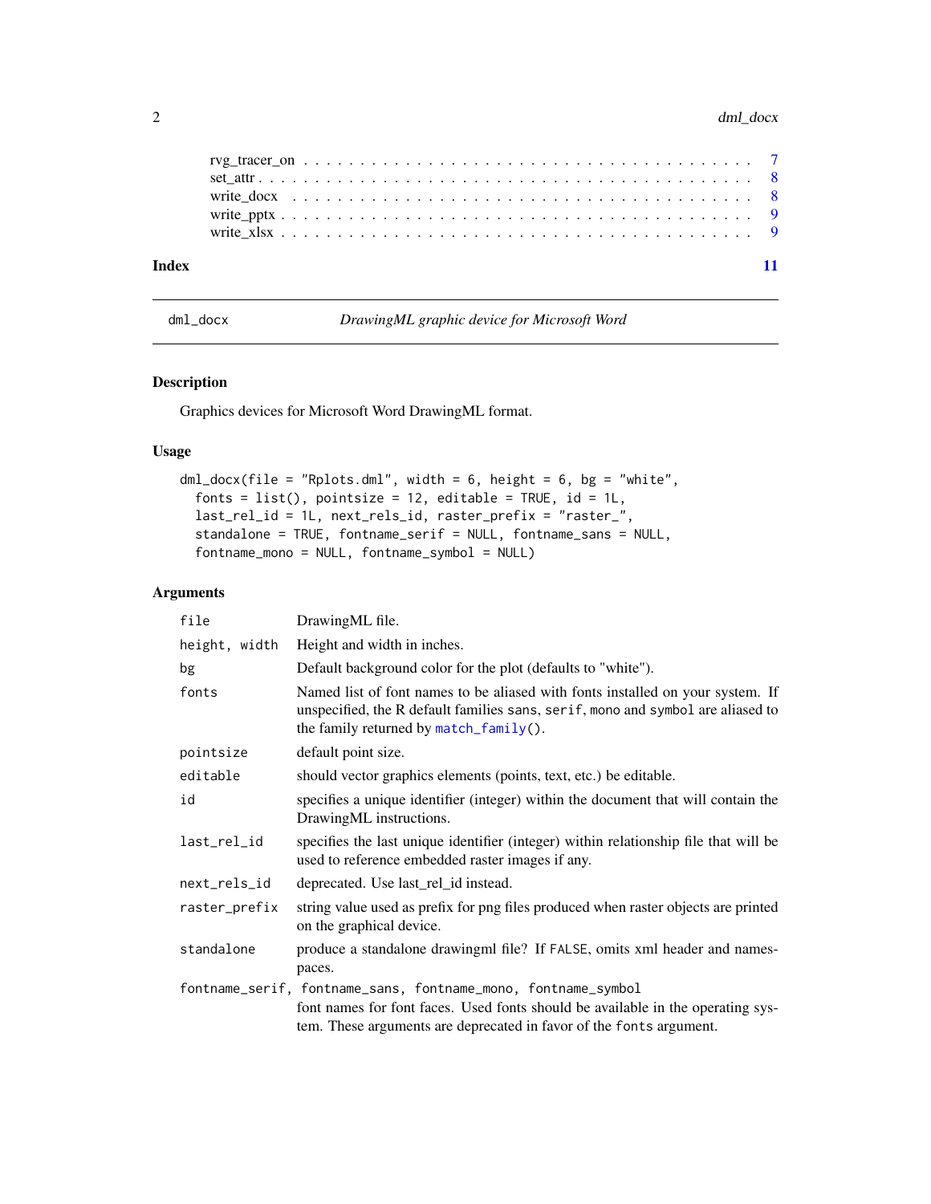rvg_tracer_on . . . . . . . . . . . . . . . . . . . . . . . . . . . . . . . . . . . . . . . 7
set_attr . . . . . . . . . . . . . . . . . . . . . . . . . . . . . . . . . . . . . . . . . . 8
write_docx . . . . . . . . . . . . . . . . . . . . . . . . . . . . . . . . . . . . . . . . . 8
write_pptx . . . . . . . . . . . . . . . . . . . . . . . . . . . . . . . . . . . . . . . . . 9
write_xlsx . . . . . . . . . . . . . . . . . . . . . . . . . . . . . . . . . . . . . . . . . 9

**Index** **11**

---

`dml_docx` *DrawingML graphic device for Microsoft Word*

---

## Description

Graphics devices for Microsoft Word DrawingML format.

## Usage

```
dml_docx(file = "Rplots.dml", width = 6, height = 6, bg = "white",
  fonts = list(), pointsize = 12, editable = TRUE, id = 1L,
  last_rel_id = 1L, next_rels_id, raster_prefix = "raster_",
  standalone = TRUE, fontname_serif = NULL, fontname_sans = NULL,
  fontname_mono = NULL, fontname_symbol = NULL)
```

## Arguments

| | |
|---|---|
| `file` | DrawingML file. |
| `height, width` | Height and width in inches. |
| `bg` | Default background color for the plot (defaults to "white"). |
| `fonts` | Named list of font names to be aliased with fonts installed on your system. If unspecified, the R default families `sans`, `serif`, `mono` and `symbol` are aliased to the family returned by `match_family()`. |
| `pointsize` | default point size. |
| `editable` | should vector graphics elements (points, text, etc.) be editable. |
| `id` | specifies a unique identifier (integer) within the document that will contain the DrawingML instructions. |
| `last_rel_id` | specifies the last unique identifier (integer) within relationship file that will be used to reference embedded raster images if any. |
| `next_rels_id` | deprecated. Use last_rel_id instead. |
| `raster_prefix` | string value used as prefix for png files produced when raster objects are printed on the graphical device. |
| `standalone` | produce a standalone drawingml file? If `FALSE`, omits xml header and namespaces. |
| `fontname_serif, fontname_sans, fontname_mono, fontname_symbol` | font names for font faces. Used fonts should be available in the operating system. These arguments are deprecated in favor of the `fonts` argument. |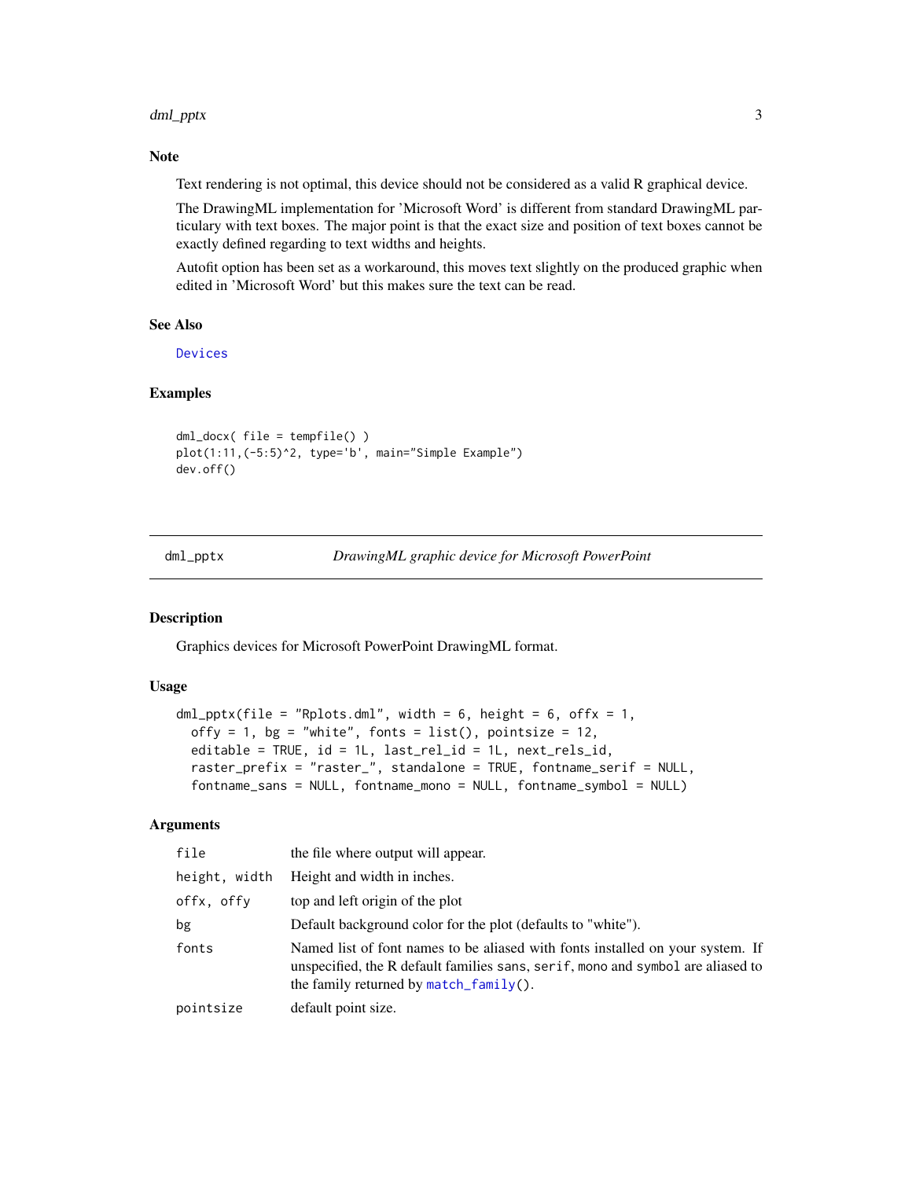### Note

Text rendering is not optimal, this device should not be considered as a valid R graphical device.

The DrawingML implementation for 'Microsoft Word' is different from standard DrawingML particulary with text boxes. The major point is that the exact size and position of text boxes cannot be exactly defined regarding to text widths and heights.

Autofit option has been set as a workaround, this moves text slightly on the produced graphic when edited in 'Microsoft Word' but this makes sure the text can be read.

### See Also

Devices

### Examples

```
dml_docx( file = tempfile() )
plot(1:11,(-5:5)^2, type='b', main="Simple Example")
dev.off()
```

---

## dml_pptx — *DrawingML graphic device for Microsoft PowerPoint*

### Description

Graphics devices for Microsoft PowerPoint DrawingML format.

### Usage

```
dml_pptx(file = "Rplots.dml", width = 6, height = 6, offx = 1,
  offy = 1, bg = "white", fonts = list(), pointsize = 12,
  editable = TRUE, id = 1L, last_rel_id = 1L, next_rels_id,
  raster_prefix = "raster_", standalone = TRUE, fontname_serif = NULL,
  fontname_sans = NULL, fontname_mono = NULL, fontname_symbol = NULL)
```

### Arguments

| | |
|---|---|
| `file` | the file where output will appear. |
| `height, width` | Height and width in inches. |
| `offx, offy` | top and left origin of the plot |
| `bg` | Default background color for the plot (defaults to "white"). |
| `fonts` | Named list of font names to be aliased with fonts installed on your system. If unspecified, the R default families `sans`, `serif`, `mono` and `symbol` are aliased to the family returned by `match_family()`. |
| `pointsize` | default point size. |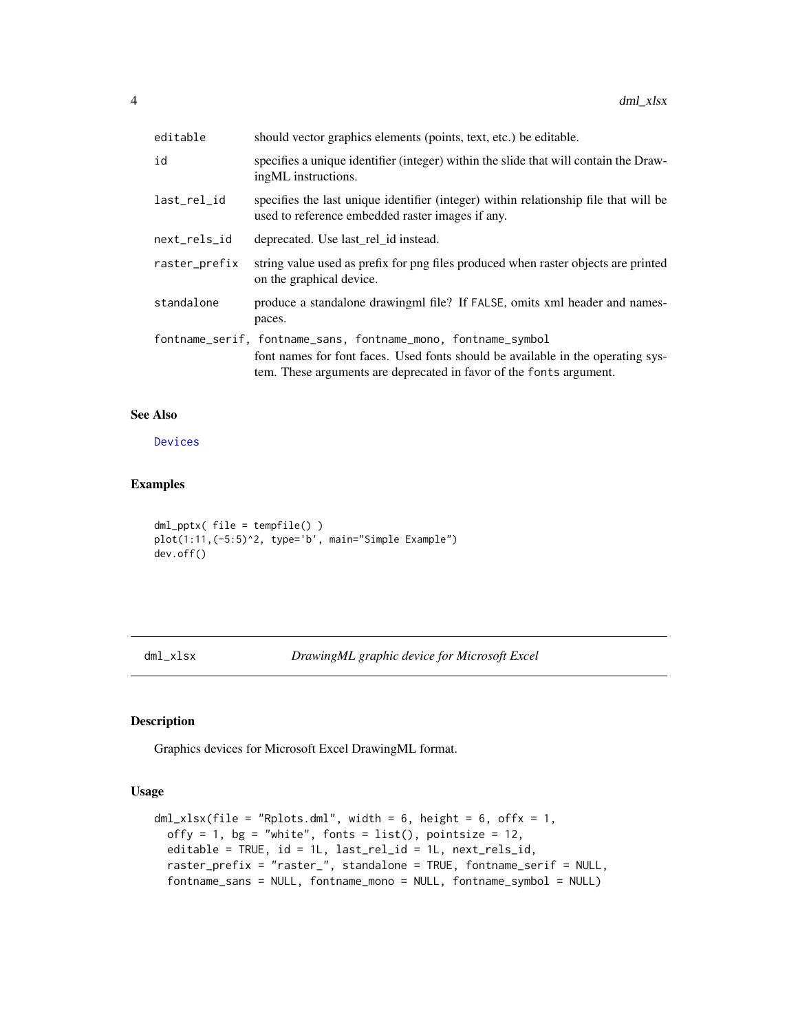| | |
|---|---|
| `editable` | should vector graphics elements (points, text, etc.) be editable. |
| `id` | specifies a unique identifier (integer) within the slide that will contain the DrawingML instructions. |
| `last_rel_id` | specifies the last unique identifier (integer) within relationship file that will be used to reference embedded raster images if any. |
| `next_rels_id` | deprecated. Use last_rel_id instead. |
| `raster_prefix` | string value used as prefix for png files produced when raster objects are printed on the graphical device. |
| `standalone` | produce a standalone drawingml file? If `FALSE`, omits xml header and namespaces. |
| `fontname_serif, fontname_sans, fontname_mono, fontname_symbol` | font names for font faces. Used fonts should be available in the operating system. These arguments are deprecated in favor of the `fonts` argument. |

### See Also

Devices

### Examples

```
dml_pptx( file = tempfile() )
plot(1:11,(-5:5)^2, type='b', main="Simple Example")
dev.off()
```

---

## dml_xlsx — *DrawingML graphic device for Microsoft Excel*

### Description

Graphics devices for Microsoft Excel DrawingML format.

### Usage

```
dml_xlsx(file = "Rplots.dml", width = 6, height = 6, offx = 1,
  offy = 1, bg = "white", fonts = list(), pointsize = 12,
  editable = TRUE, id = 1L, last_rel_id = 1L, next_rels_id,
  raster_prefix = "raster_", standalone = TRUE, fontname_serif = NULL,
  fontname_sans = NULL, fontname_mono = NULL, fontname_symbol = NULL)
```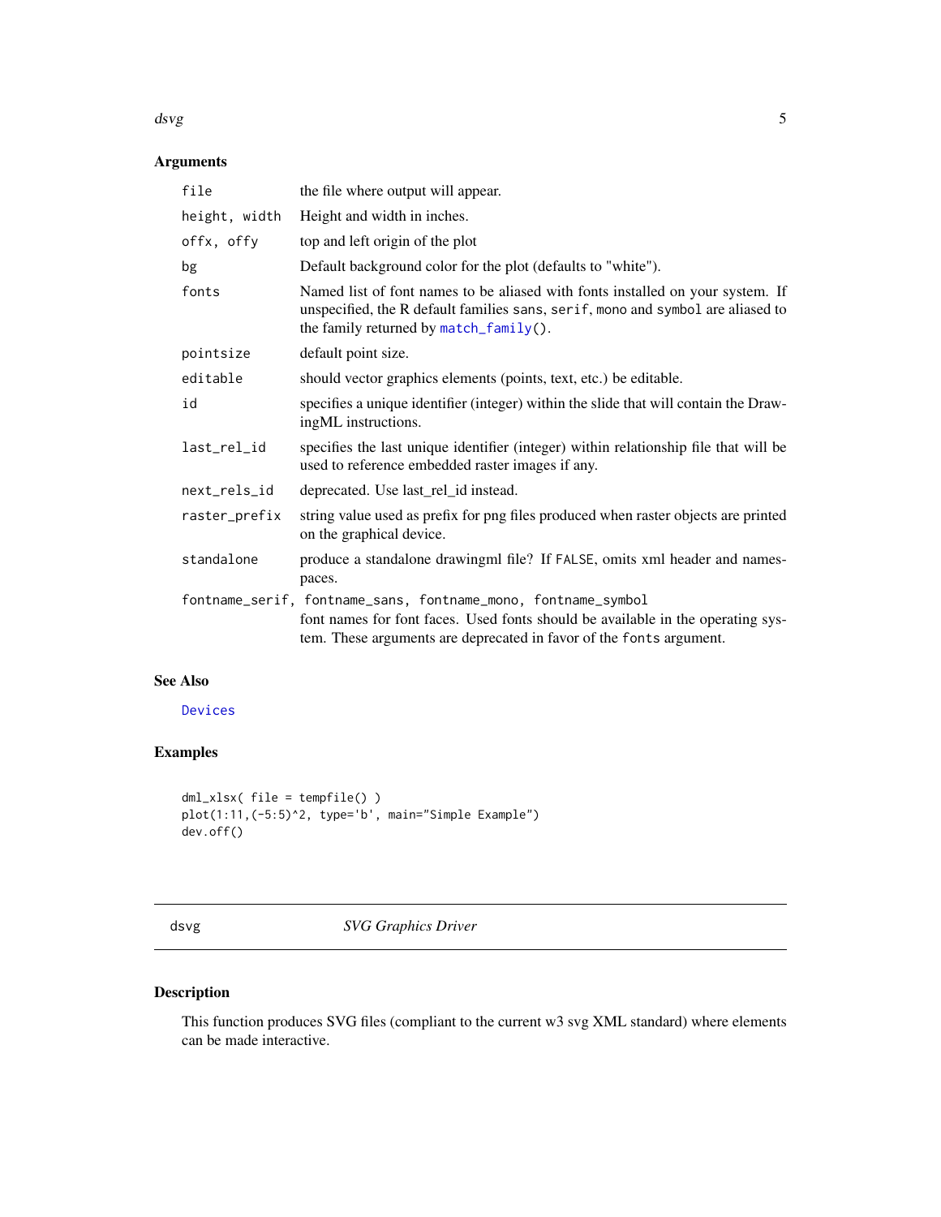## Arguments

| | |
|---|---|
| `file` | the file where output will appear. |
| `height, width` | Height and width in inches. |
| `offx, offy` | top and left origin of the plot |
| `bg` | Default background color for the plot (defaults to "white"). |
| `fonts` | Named list of font names to be aliased with fonts installed on your system. If unspecified, the R default families `sans`, `serif`, `mono` and `symbol` are aliased to the family returned by `match_family()`. |
| `pointsize` | default point size. |
| `editable` | should vector graphics elements (points, text, etc.) be editable. |
| `id` | specifies a unique identifier (integer) within the slide that will contain the DrawingML instructions. |
| `last_rel_id` | specifies the last unique identifier (integer) within relationship file that will be used to reference embedded raster images if any. |
| `next_rels_id` | deprecated. Use last_rel_id instead. |
| `raster_prefix` | string value used as prefix for png files produced when raster objects are printed on the graphical device. |
| `standalone` | produce a standalone drawingml file? If `FALSE`, omits xml header and namespaces. |
| `fontname_serif, fontname_sans, fontname_mono, fontname_symbol` | font names for font faces. Used fonts should be available in the operating system. These arguments are deprecated in favor of the `fonts` argument. |

## See Also

`Devices`

## Examples

```
dml_xlsx( file = tempfile() )
plot(1:11,(-5:5)^2, type='b', main="Simple Example")
dev.off()
```

---

# dsvg — *SVG Graphics Driver*

## Description

This function produces SVG files (compliant to the current w3 svg XML standard) where elements can be made interactive.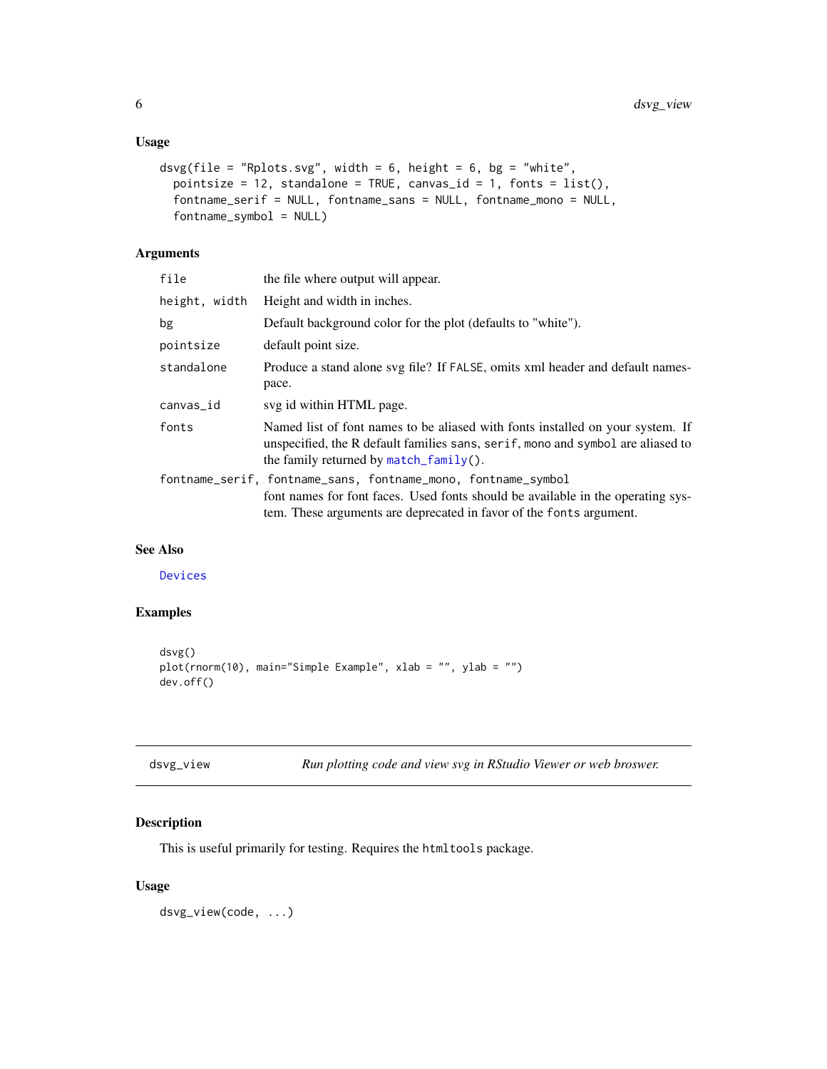### Usage

```
dsvg(file = "Rplots.svg", width = 6, height = 6, bg = "white",
  pointsize = 12, standalone = TRUE, canvas_id = 1, fonts = list(),
  fontname_serif = NULL, fontname_sans = NULL, fontname_mono = NULL,
  fontname_symbol = NULL)
```

### Arguments

| | |
|---|---|
| `file` | the file where output will appear. |
| `height, width` | Height and width in inches. |
| `bg` | Default background color for the plot (defaults to "white"). |
| `pointsize` | default point size. |
| `standalone` | Produce a stand alone svg file? If `FALSE`, omits xml header and default namespace. |
| `canvas_id` | svg id within HTML page. |
| `fonts` | Named list of font names to be aliased with fonts installed on your system. If unspecified, the R default families `sans`, `serif`, `mono` and `symbol` are aliased to the family returned by `match_family()`. |
| `fontname_serif, fontname_sans, fontname_mono, fontname_symbol` | font names for font faces. Used fonts should be available in the operating system. These arguments are deprecated in favor of the `fonts` argument. |

### See Also

`Devices`

### Examples

```
dsvg()
plot(rnorm(10), main="Simple Example", xlab = "", ylab = "")
dev.off()
```

---

## dsvg_view — *Run plotting code and view svg in RStudio Viewer or web browser.*

### Description

This is useful primarily for testing. Requires the `htmltools` package.

### Usage

```
dsvg_view(code, ...)
```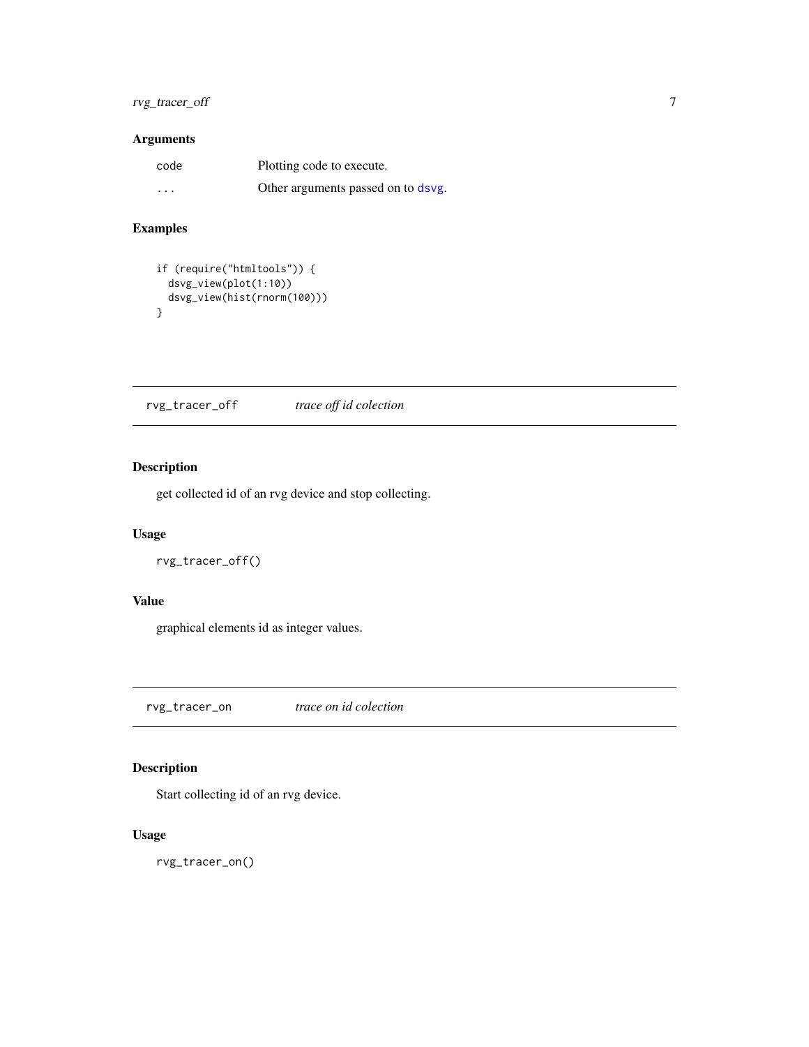### Arguments

| | |
|---|---|
| code | Plotting code to execute. |
| ... | Other arguments passed on to dsvg. |

### Examples

```
if (require("htmltools")) {
  dsvg_view(plot(1:10))
  dsvg_view(hist(rnorm(100)))
}
```

## rvg_tracer_off *trace off id colection*

### Description

get collected id of an rvg device and stop collecting.

### Usage

```
rvg_tracer_off()
```

### Value

graphical elements id as integer values.

## rvg_tracer_on *trace on id colection*

### Description

Start collecting id of an rvg device.

### Usage

```
rvg_tracer_on()
```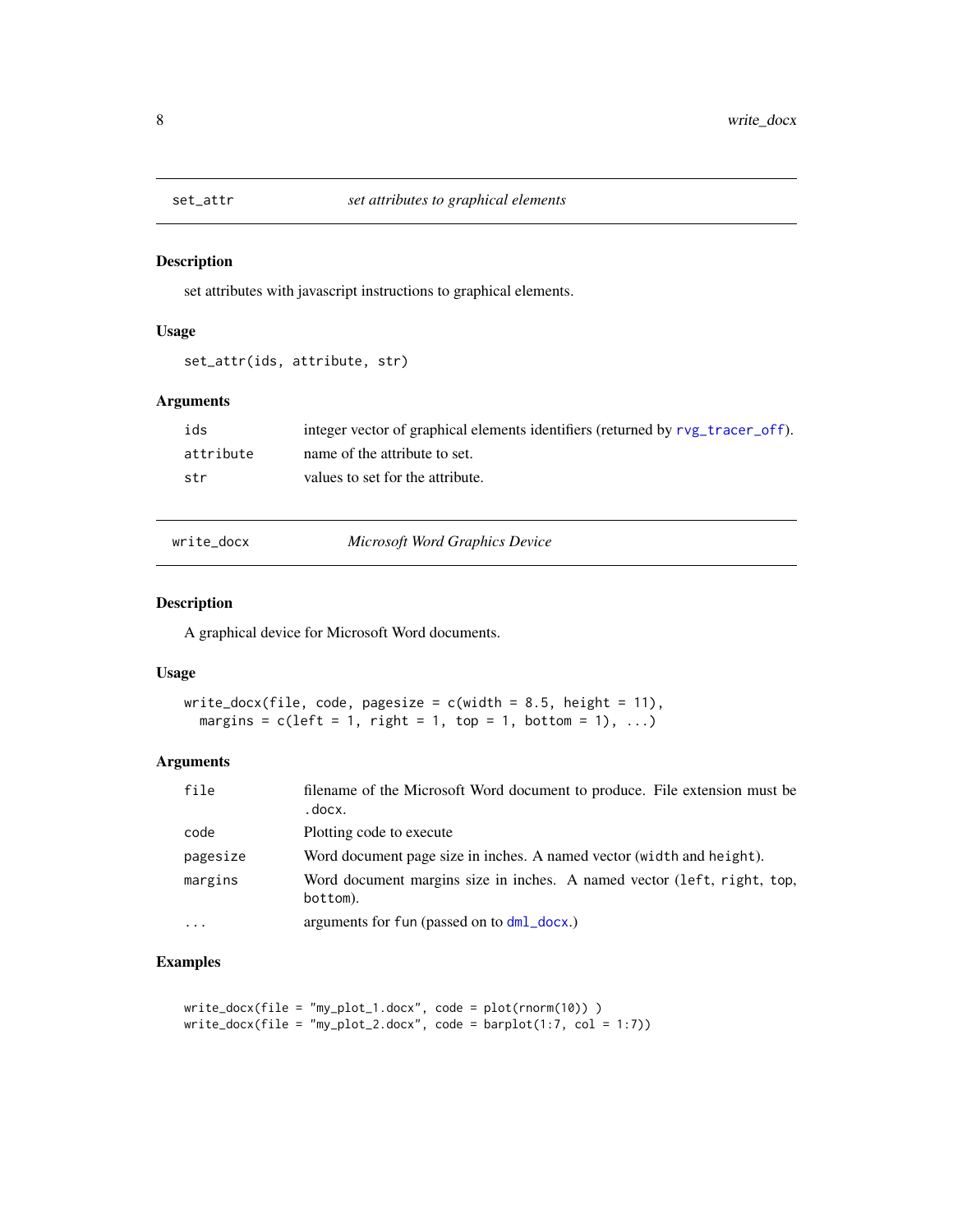## set_attr — *set attributes to graphical elements*

### Description

set attributes with javascript instructions to graphical elements.

### Usage

```
set_attr(ids, attribute, str)
```

### Arguments

| | |
|---|---|
| ids | integer vector of graphical elements identifiers (returned by rvg_tracer_off). |
| attribute | name of the attribute to set. |
| str | values to set for the attribute. |

## write_docx — *Microsoft Word Graphics Device*

### Description

A graphical device for Microsoft Word documents.

### Usage

```
write_docx(file, code, pagesize = c(width = 8.5, height = 11),
  margins = c(left = 1, right = 1, top = 1, bottom = 1), ...)
```

### Arguments

| | |
|---|---|
| file | filename of the Microsoft Word document to produce. File extension must be .docx. |
| code | Plotting code to execute |
| pagesize | Word document page size in inches. A named vector (width and height). |
| margins | Word document margins size in inches. A named vector (left, right, top, bottom). |
| ... | arguments for fun (passed on to dml_docx.) |

### Examples

```
write_docx(file = "my_plot_1.docx", code = plot(rnorm(10)) )
write_docx(file = "my_plot_2.docx", code = barplot(1:7, col = 1:7))
```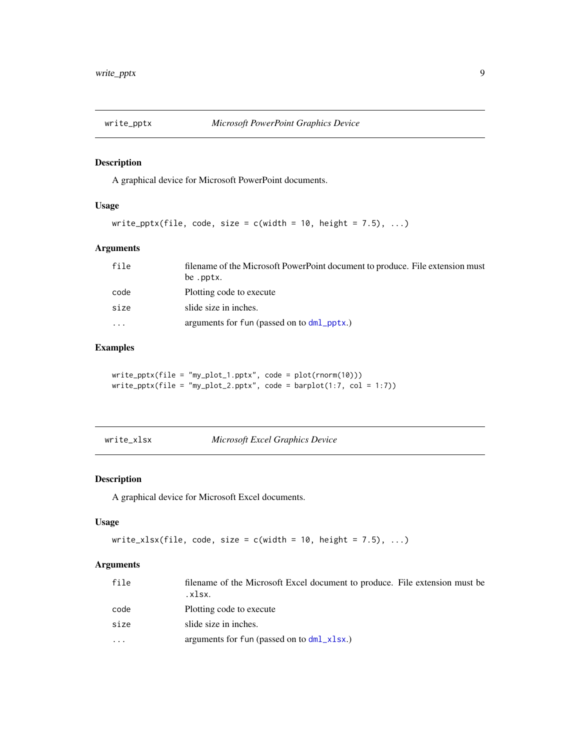## write_pptx — *Microsoft PowerPoint Graphics Device*

### Description

A graphical device for Microsoft PowerPoint documents.

### Usage

```
write_pptx(file, code, size = c(width = 10, height = 7.5), ...)
```

### Arguments

| | |
|---|---|
| `file` | filename of the Microsoft PowerPoint document to produce. File extension must be `.pptx`. |
| `code` | Plotting code to execute |
| `size` | slide size in inches. |
| `...` | arguments for `fun` (passed on to `dml_pptx`.) |

### Examples

```
write_pptx(file = "my_plot_1.pptx", code = plot(rnorm(10)))
write_pptx(file = "my_plot_2.pptx", code = barplot(1:7, col = 1:7))
```

## write_xlsx — *Microsoft Excel Graphics Device*

### Description

A graphical device for Microsoft Excel documents.

### Usage

```
write_xlsx(file, code, size = c(width = 10, height = 7.5), ...)
```

### Arguments

| | |
|---|---|
| `file` | filename of the Microsoft Excel document to produce. File extension must be `.xlsx`. |
| `code` | Plotting code to execute |
| `size` | slide size in inches. |
| `...` | arguments for `fun` (passed on to `dml_xlsx`.) |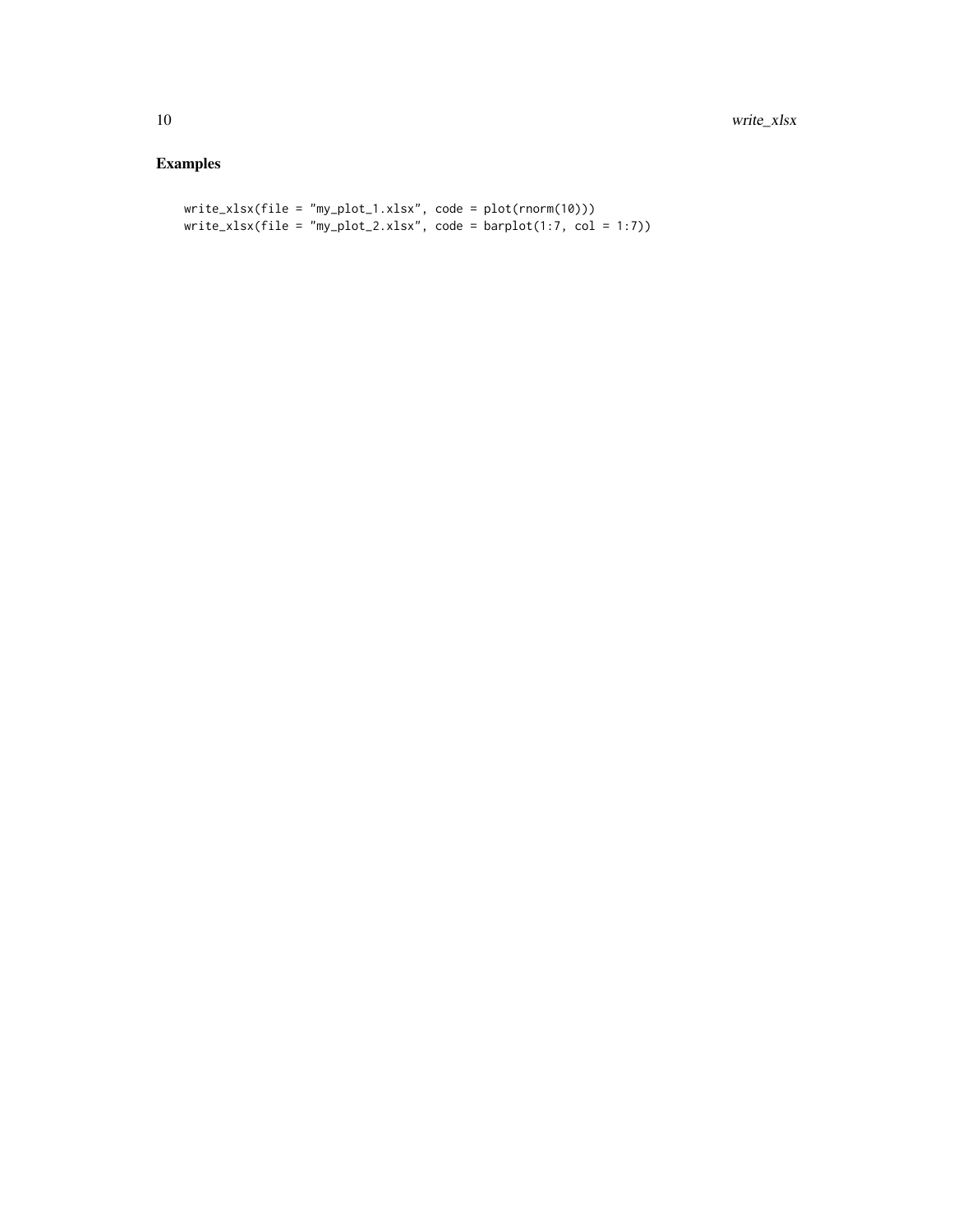## Examples

```
write_xlsx(file = "my_plot_1.xlsx", code = plot(rnorm(10)))
write_xlsx(file = "my_plot_2.xlsx", code = barplot(1:7, col = 1:7))
```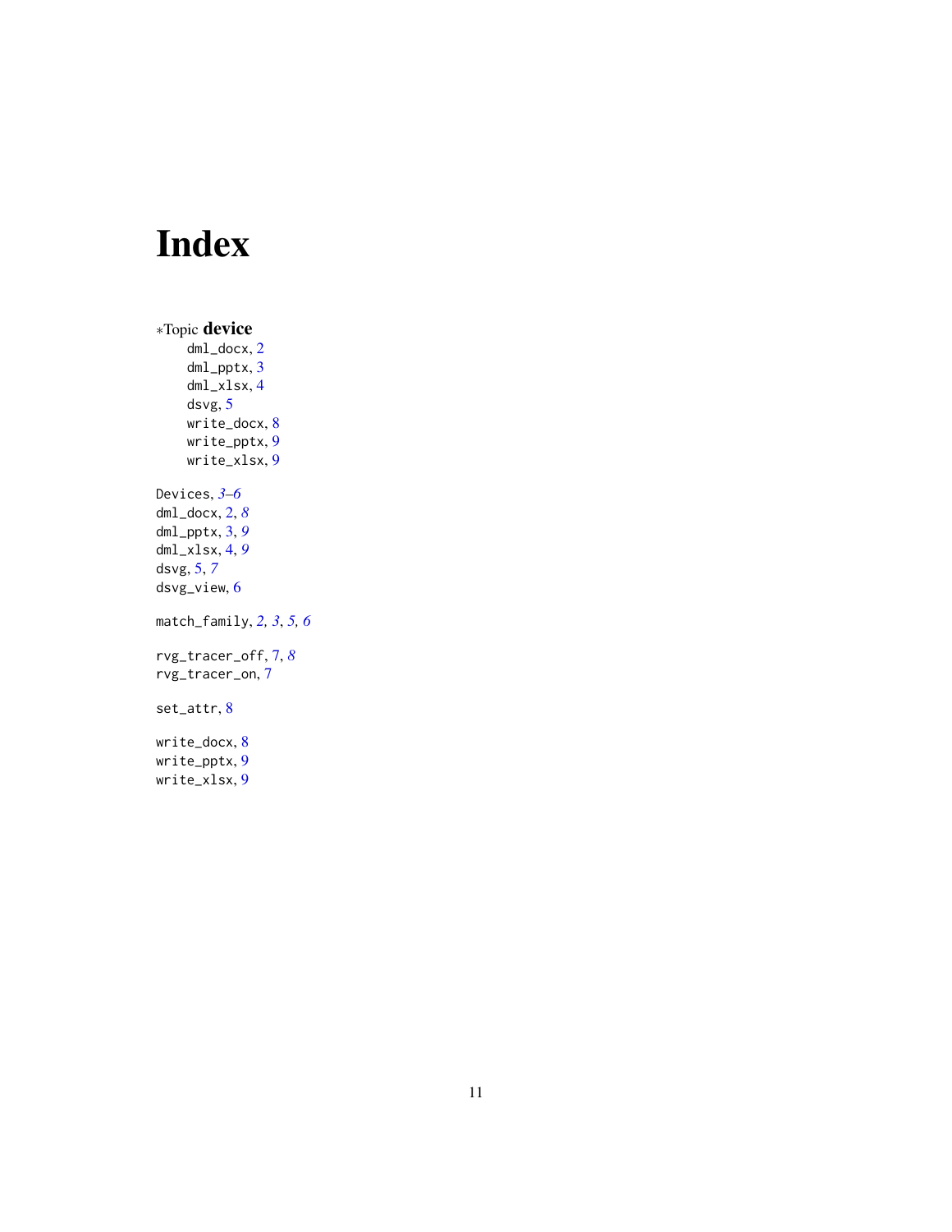# Index

∗Topic **device**

- dml_docx, 2
- dml_pptx, 3
- dml_xlsx, 4
- dsvg, 5
- write_docx, 8
- write_pptx, 9
- write_xlsx, 9

Devices, *3–6*
dml_docx, 2, *8*
dml_pptx, 3, *9*
dml_xlsx, 4, *9*
dsvg, 5, *7*
dsvg_view, 6

match_family, *2, 3*, *5, 6*

rvg_tracer_off, 7, *8*
rvg_tracer_on, 7

set_attr, 8

write_docx, 8
write_pptx, 9
write_xlsx, 9